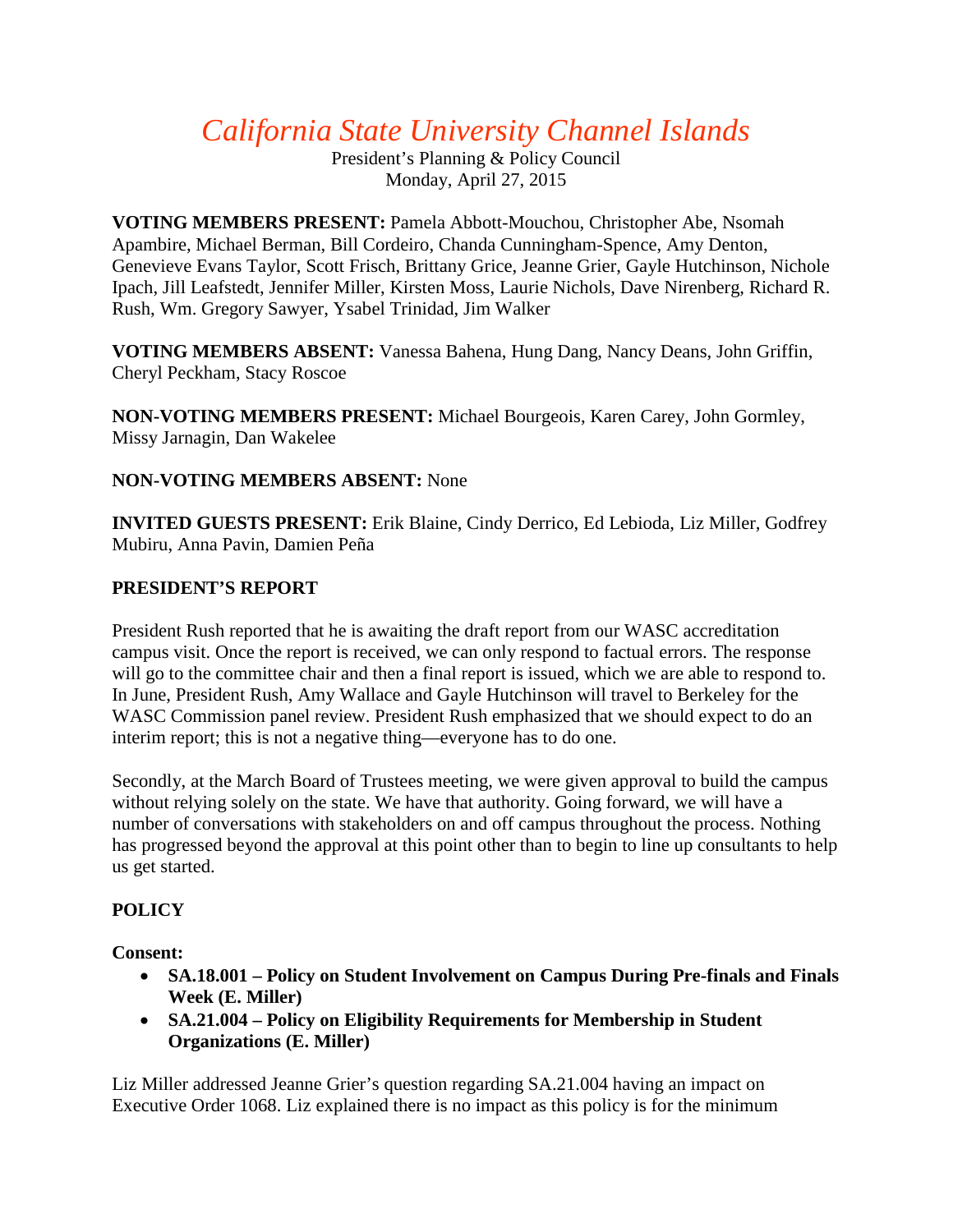# *California State University Channel Islands*

President's Planning & Policy Council
Monday, April 27, 2015

**VOTING MEMBERS PRESENT:** Pamela Abbott-Mouchou, Christopher Abe, Nsomah Apambire, Michael Berman, Bill Cordeiro, Chanda Cunningham-Spence, Amy Denton, Genevieve Evans Taylor, Scott Frisch, Brittany Grice, Jeanne Grier, Gayle Hutchinson, Nichole Ipach, Jill Leafstedt, Jennifer Miller, Kirsten Moss, Laurie Nichols, Dave Nirenberg, Richard R. Rush, Wm. Gregory Sawyer, Ysabel Trinidad, Jim Walker

**VOTING MEMBERS ABSENT:** Vanessa Bahena, Hung Dang, Nancy Deans, John Griffin, Cheryl Peckham, Stacy Roscoe

**NON-VOTING MEMBERS PRESENT:** Michael Bourgeois, Karen Carey, John Gormley, Missy Jarnagin, Dan Wakelee

**NON-VOTING MEMBERS ABSENT:** None

**INVITED GUESTS PRESENT:** Erik Blaine, Cindy Derrico, Ed Lebioda, Liz Miller, Godfrey Mubiru, Anna Pavin, Damien Peña

## PRESIDENT'S REPORT

President Rush reported that he is awaiting the draft report from our WASC accreditation campus visit. Once the report is received, we can only respond to factual errors. The response will go to the committee chair and then a final report is issued, which we are able to respond to. In June, President Rush, Amy Wallace and Gayle Hutchinson will travel to Berkeley for the WASC Commission panel review. President Rush emphasized that we should expect to do an interim report; this is not a negative thing—everyone has to do one.

Secondly, at the March Board of Trustees meeting, we were given approval to build the campus without relying solely on the state. We have that authority. Going forward, we will have a number of conversations with stakeholders on and off campus throughout the process. Nothing has progressed beyond the approval at this point other than to begin to line up consultants to help us get started.

## POLICY

**Consent:**

- **SA.18.001 – Policy on Student Involvement on Campus During Pre-finals and Finals Week (E. Miller)**
- **SA.21.004 – Policy on Eligibility Requirements for Membership in Student Organizations (E. Miller)**

Liz Miller addressed Jeanne Grier's question regarding SA.21.004 having an impact on Executive Order 1068. Liz explained there is no impact as this policy is for the minimum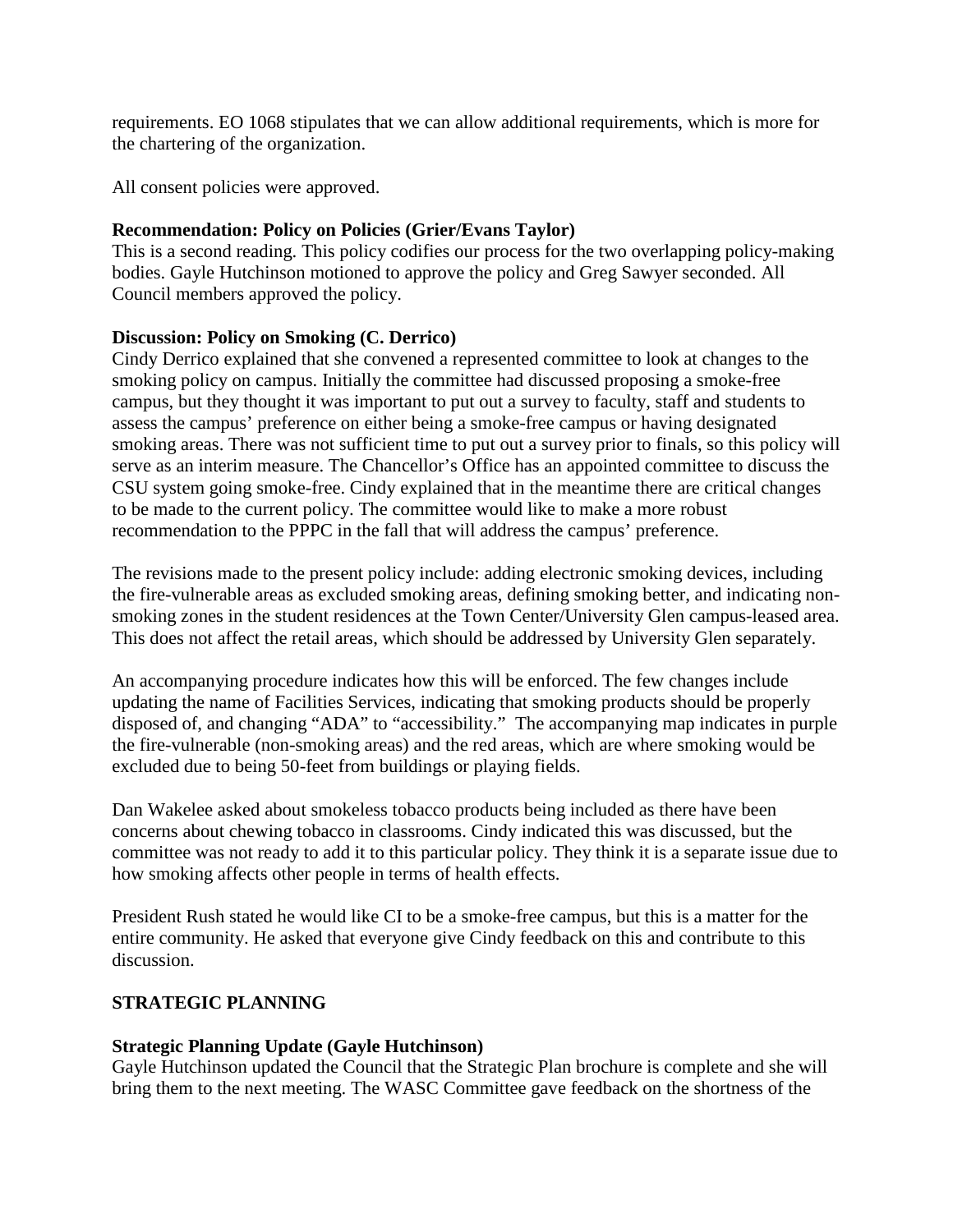requirements. EO 1068 stipulates that we can allow additional requirements, which is more for the chartering of the organization.

All consent policies were approved.

**Recommendation: Policy on Policies (Grier/Evans Taylor)**
This is a second reading. This policy codifies our process for the two overlapping policy-making bodies. Gayle Hutchinson motioned to approve the policy and Greg Sawyer seconded. All Council members approved the policy.

**Discussion: Policy on Smoking (C. Derrico)**
Cindy Derrico explained that she convened a represented committee to look at changes to the smoking policy on campus. Initially the committee had discussed proposing a smoke-free campus, but they thought it was important to put out a survey to faculty, staff and students to assess the campus' preference on either being a smoke-free campus or having designated smoking areas. There was not sufficient time to put out a survey prior to finals, so this policy will serve as an interim measure. The Chancellor's Office has an appointed committee to discuss the CSU system going smoke-free. Cindy explained that in the meantime there are critical changes to be made to the current policy. The committee would like to make a more robust recommendation to the PPPC in the fall that will address the campus' preference.

The revisions made to the present policy include: adding electronic smoking devices, including the fire-vulnerable areas as excluded smoking areas, defining smoking better, and indicating non-smoking zones in the student residences at the Town Center/University Glen campus-leased area. This does not affect the retail areas, which should be addressed by University Glen separately.

An accompanying procedure indicates how this will be enforced. The few changes include updating the name of Facilities Services, indicating that smoking products should be properly disposed of, and changing "ADA" to "accessibility." The accompanying map indicates in purple the fire-vulnerable (non-smoking areas) and the red areas, which are where smoking would be excluded due to being 50-feet from buildings or playing fields.

Dan Wakelee asked about smokeless tobacco products being included as there have been concerns about chewing tobacco in classrooms. Cindy indicated this was discussed, but the committee was not ready to add it to this particular policy. They think it is a separate issue due to how smoking affects other people in terms of health effects.

President Rush stated he would like CI to be a smoke-free campus, but this is a matter for the entire community. He asked that everyone give Cindy feedback on this and contribute to this discussion.

## STRATEGIC PLANNING

**Strategic Planning Update (Gayle Hutchinson)**
Gayle Hutchinson updated the Council that the Strategic Plan brochure is complete and she will bring them to the next meeting. The WASC Committee gave feedback on the shortness of the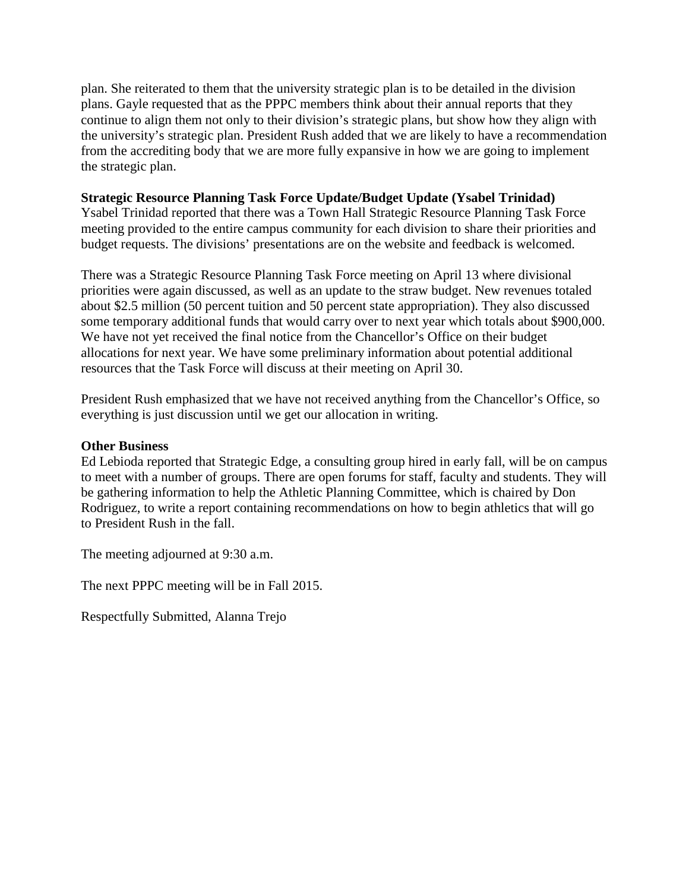plan. She reiterated to them that the university strategic plan is to be detailed in the division plans. Gayle requested that as the PPPC members think about their annual reports that they continue to align them not only to their division's strategic plans, but show how they align with the university's strategic plan. President Rush added that we are likely to have a recommendation from the accrediting body that we are more fully expansive in how we are going to implement the strategic plan.

**Strategic Resource Planning Task Force Update/Budget Update (Ysabel Trinidad)**
Ysabel Trinidad reported that there was a Town Hall Strategic Resource Planning Task Force meeting provided to the entire campus community for each division to share their priorities and budget requests. The divisions' presentations are on the website and feedback is welcomed.

There was a Strategic Resource Planning Task Force meeting on April 13 where divisional priorities were again discussed, as well as an update to the straw budget. New revenues totaled about $2.5 million (50 percent tuition and 50 percent state appropriation). They also discussed some temporary additional funds that would carry over to next year which totals about $900,000. We have not yet received the final notice from the Chancellor's Office on their budget allocations for next year. We have some preliminary information about potential additional resources that the Task Force will discuss at their meeting on April 30.

President Rush emphasized that we have not received anything from the Chancellor's Office, so everything is just discussion until we get our allocation in writing.

**Other Business**
Ed Lebioda reported that Strategic Edge, a consulting group hired in early fall, will be on campus to meet with a number of groups. There are open forums for staff, faculty and students. They will be gathering information to help the Athletic Planning Committee, which is chaired by Don Rodriguez, to write a report containing recommendations on how to begin athletics that will go to President Rush in the fall.

The meeting adjourned at 9:30 a.m.

The next PPPC meeting will be in Fall 2015.

Respectfully Submitted, Alanna Trejo